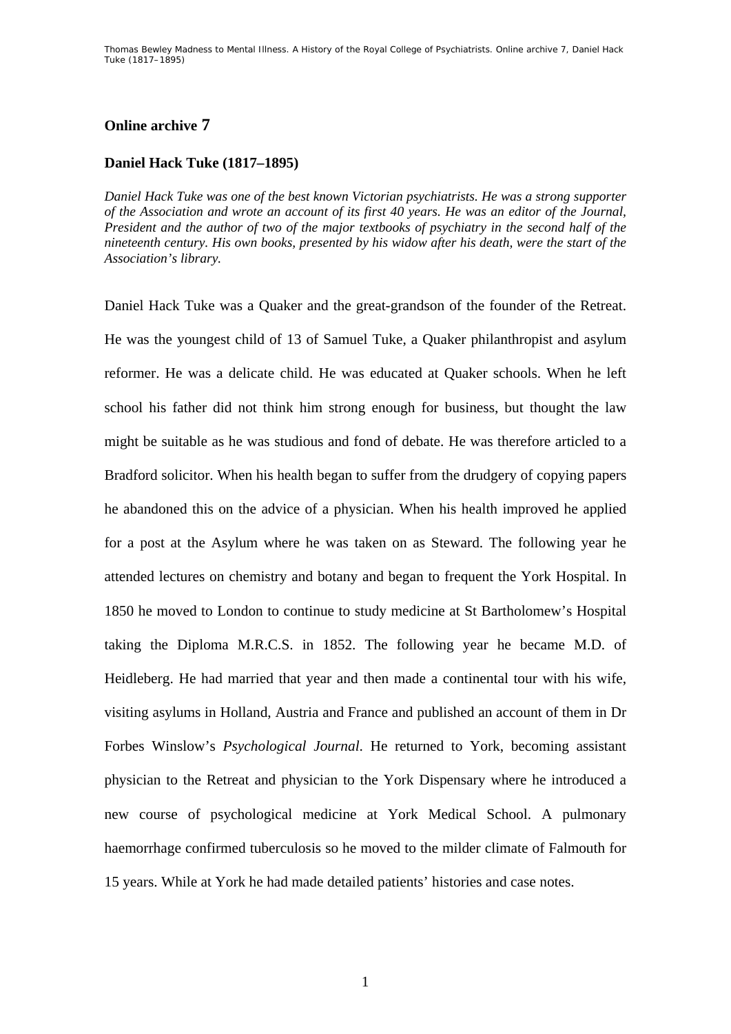## Online archive 7

### Daniel Hack Tuke (1817–1895)

*Daniel Hack Tuke was one of the best known Victorian psychiatrists. He was a strong supporter of the Association and wrote an account of its first 40 years. He was an editor of the Journal, President and the author of two of the major textbooks of psychiatry in the second half of the nineteenth century. His own books, presented by his widow after his death, were the start of the Association's library.*

Daniel Hack Tuke was a Quaker and the great-grandson of the founder of the Retreat. He was the youngest child of 13 of Samuel Tuke, a Quaker philanthropist and asylum reformer. He was a delicate child. He was educated at Quaker schools. When he left school his father did not think him strong enough for business, but thought the law might be suitable as he was studious and fond of debate. He was therefore articled to a Bradford solicitor. When his health began to suffer from the drudgery of copying papers he abandoned this on the advice of a physician. When his health improved he applied for a post at the Asylum where he was taken on as Steward. The following year he attended lectures on chemistry and botany and began to frequent the York Hospital. In 1850 he moved to London to continue to study medicine at St Bartholomew's Hospital taking the Diploma M.R.C.S. in 1852. The following year he became M.D. of Heidleberg. He had married that year and then made a continental tour with his wife, visiting asylums in Holland, Austria and France and published an account of them in Dr Forbes Winslow's *Psychological Journal*. He returned to York, becoming assistant physician to the Retreat and physician to the York Dispensary where he introduced a new course of psychological medicine at York Medical School. A pulmonary haemorrhage confirmed tuberculosis so he moved to the milder climate of Falmouth for 15 years. While at York he had made detailed patients' histories and case notes.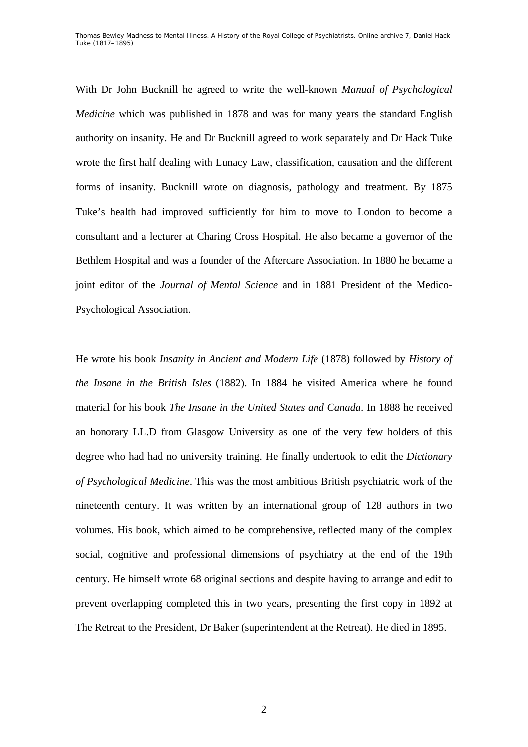With Dr John Bucknill he agreed to write the well-known *Manual of Psychological Medicine* which was published in 1878 and was for many years the standard English authority on insanity. He and Dr Bucknill agreed to work separately and Dr Hack Tuke wrote the first half dealing with Lunacy Law, classification, causation and the different forms of insanity. Bucknill wrote on diagnosis, pathology and treatment. By 1875 Tuke's health had improved sufficiently for him to move to London to become a consultant and a lecturer at Charing Cross Hospital. He also became a governor of the Bethlem Hospital and was a founder of the Aftercare Association. In 1880 he became a joint editor of the *Journal of Mental Science* and in 1881 President of the Medico-Psychological Association.

He wrote his book *Insanity in Ancient and Modern Life* (1878) followed by *History of the Insane in the British Isles* (1882). In 1884 he visited America where he found material for his book *The Insane in the United States and Canada*. In 1888 he received an honorary LL.D from Glasgow University as one of the very few holders of this degree who had had no university training. He finally undertook to edit the *Dictionary of Psychological Medicine*. This was the most ambitious British psychiatric work of the nineteenth century. It was written by an international group of 128 authors in two volumes. His book, which aimed to be comprehensive, reflected many of the complex social, cognitive and professional dimensions of psychiatry at the end of the 19th century. He himself wrote 68 original sections and despite having to arrange and edit to prevent overlapping completed this in two years, presenting the first copy in 1892 at The Retreat to the President, Dr Baker (superintendent at the Retreat). He died in 1895.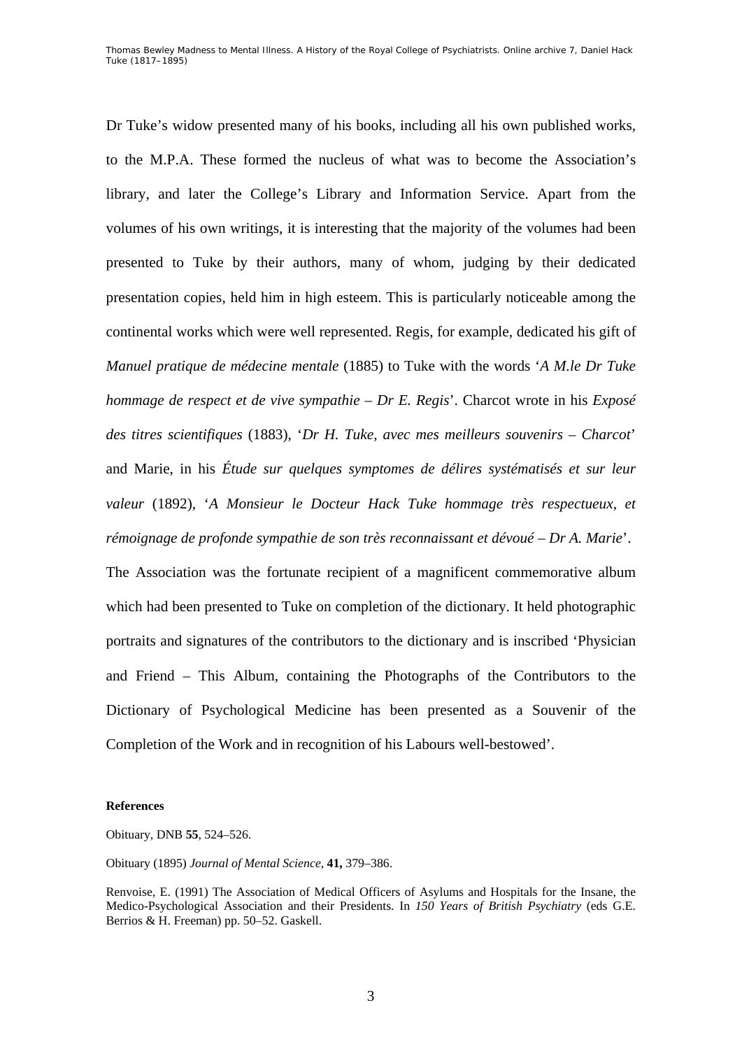Dr Tuke's widow presented many of his books, including all his own published works, to the M.P.A. These formed the nucleus of what was to become the Association's library, and later the College's Library and Information Service. Apart from the volumes of his own writings, it is interesting that the majority of the volumes had been presented to Tuke by their authors, many of whom, judging by their dedicated presentation copies, held him in high esteem. This is particularly noticeable among the continental works which were well represented. Regis, for example, dedicated his gift of *Manuel pratique de médecine mentale* (1885) to Tuke with the words '*A M.le Dr Tuke hommage de respect et de vive sympathie – Dr E. Regis*'. Charcot wrote in his *Exposé des titres scientifiques* (1883), '*Dr H. Tuke, avec mes meilleurs souvenirs – Charcot*' and Marie, in his *Étude sur quelques symptomes de délires systématisés et sur leur valeur* (1892), '*A Monsieur le Docteur Hack Tuke hommage très respectueux, et rémoignage de profonde sympathie de son très reconnaissant et dévoué – Dr A. Marie*'. The Association was the fortunate recipient of a magnificent commemorative album which had been presented to Tuke on completion of the dictionary. It held photographic portraits and signatures of the contributors to the dictionary and is inscribed 'Physician and Friend – This Album, containing the Photographs of the Contributors to the Dictionary of Psychological Medicine has been presented as a Souvenir of the Completion of the Work and in recognition of his Labours well-bestowed'.

**References**

Obituary, DNB **55**, 524–526.

Obituary (1895) *Journal of Mental Science*, **41,** 379–386.

Renvoise, E. (1991) The Association of Medical Officers of Asylums and Hospitals for the Insane, the Medico-Psychological Association and their Presidents. In *150 Years of British Psychiatry* (eds G.E. Berrios & H. Freeman) pp. 50–52. Gaskell.